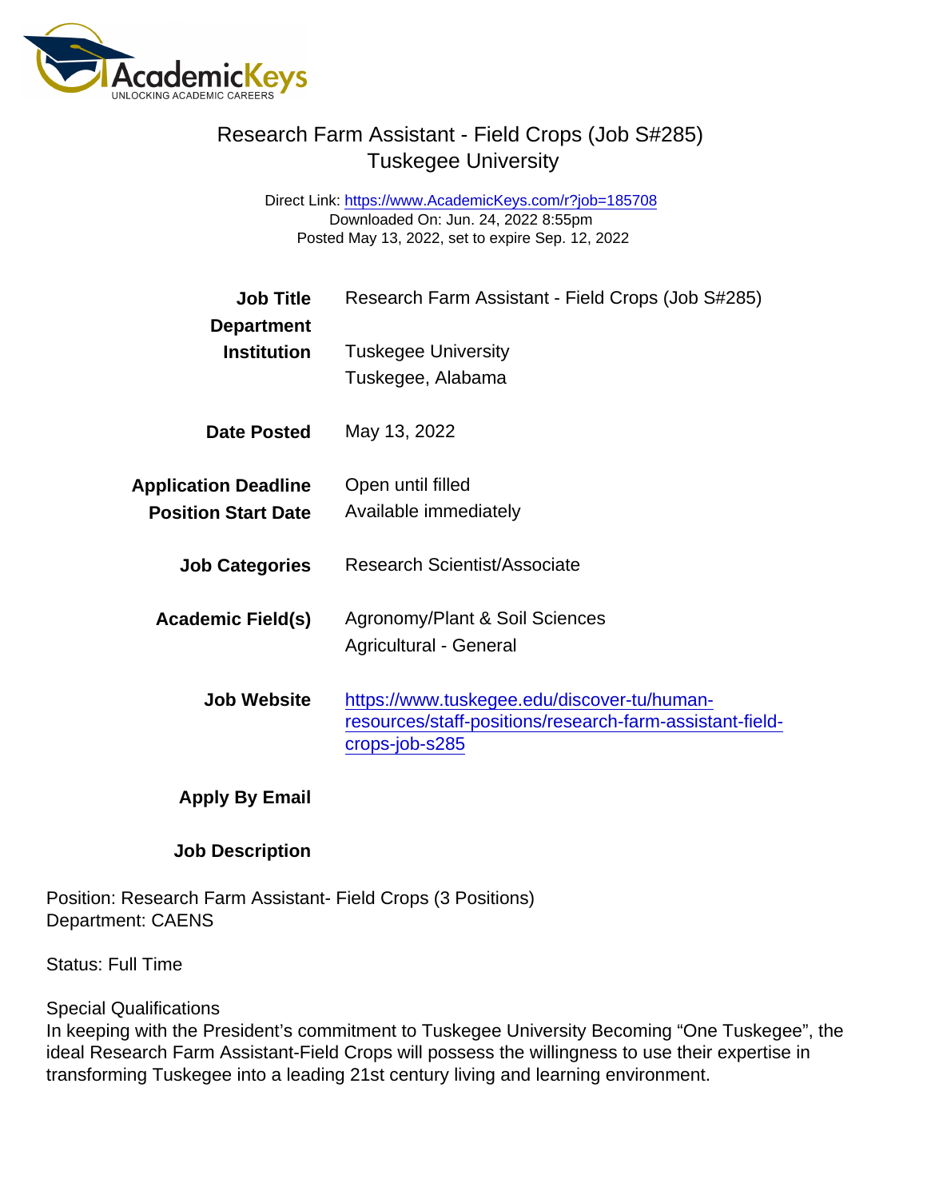# Research Farm Assistant - Field Crops (Job S#285)
## Tuskegee University

Direct Link: https://www.AcademicKeys.com/r?job=185708
Downloaded On: Jun. 24, 2022 8:55pm
Posted May 13, 2022, set to expire Sep. 12, 2022

| | |
|---|---|
| **Job Title** | Research Farm Assistant - Field Crops (Job S#285) |
| **Department** | |
| **Institution** | Tuskegee University<br>Tuskegee, Alabama |
| **Date Posted** | May 13, 2022 |
| **Application Deadline** | Open until filled |
| **Position Start Date** | Available immediately |
| **Job Categories** | Research Scientist/Associate |
| **Academic Field(s)** | Agronomy/Plant & Soil Sciences<br>Agricultural - General |
| **Job Website** | https://www.tuskegee.edu/discover-tu/human-resources/staff-positions/research-farm-assistant-field-crops-job-s285 |
| **Apply By Email** | |
| **Job Description** | |

Position: Research Farm Assistant- Field Crops (3 Positions)
Department: CAENS

Status: Full Time

Special Qualifications
In keeping with the President's commitment to Tuskegee University Becoming "One Tuskegee", the ideal Research Farm Assistant-Field Crops will possess the willingness to use their expertise in transforming Tuskegee into a leading 21st century living and learning environment.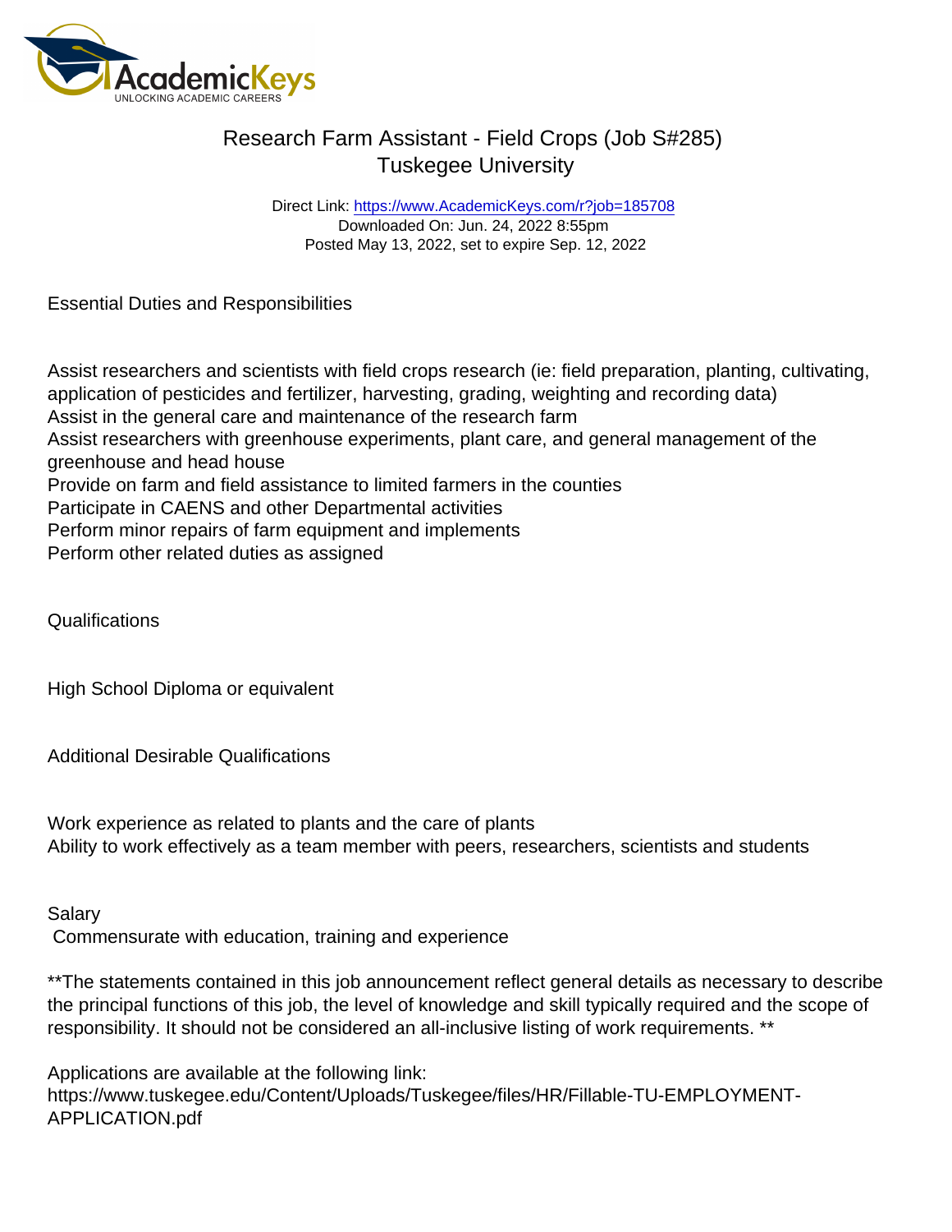# Research Farm Assistant - Field Crops (Job S#285)
## Tuskegee University

Direct Link: https://www.AcademicKeys.com/r?job=185708
Downloaded On: Jun. 24, 2022 8:55pm
Posted May 13, 2022, set to expire Sep. 12, 2022

Essential Duties and Responsibilities

Assist researchers and scientists with field crops research (ie: field preparation, planting, cultivating, application of pesticides and fertilizer, harvesting, grading, weighting and recording data)
Assist in the general care and maintenance of the research farm
Assist researchers with greenhouse experiments, plant care, and general management of the greenhouse and head house
Provide on farm and field assistance to limited farmers in the counties
Participate in CAENS and other Departmental activities
Perform minor repairs of farm equipment and implements
Perform other related duties as assigned

Qualifications

High School Diploma or equivalent

Additional Desirable Qualifications

Work experience as related to plants and the care of plants
Ability to work effectively as a team member with peers, researchers, scientists and students

Salary
Commensurate with education, training and experience

**The statements contained in this job announcement reflect general details as necessary to describe the principal functions of this job, the level of knowledge and skill typically required and the scope of responsibility. It should not be considered an all-inclusive listing of work requirements. **

Applications are available at the following link:
https://www.tuskegee.edu/Content/Uploads/Tuskegee/files/HR/Fillable-TU-EMPLOYMENT-APPLICATION.pdf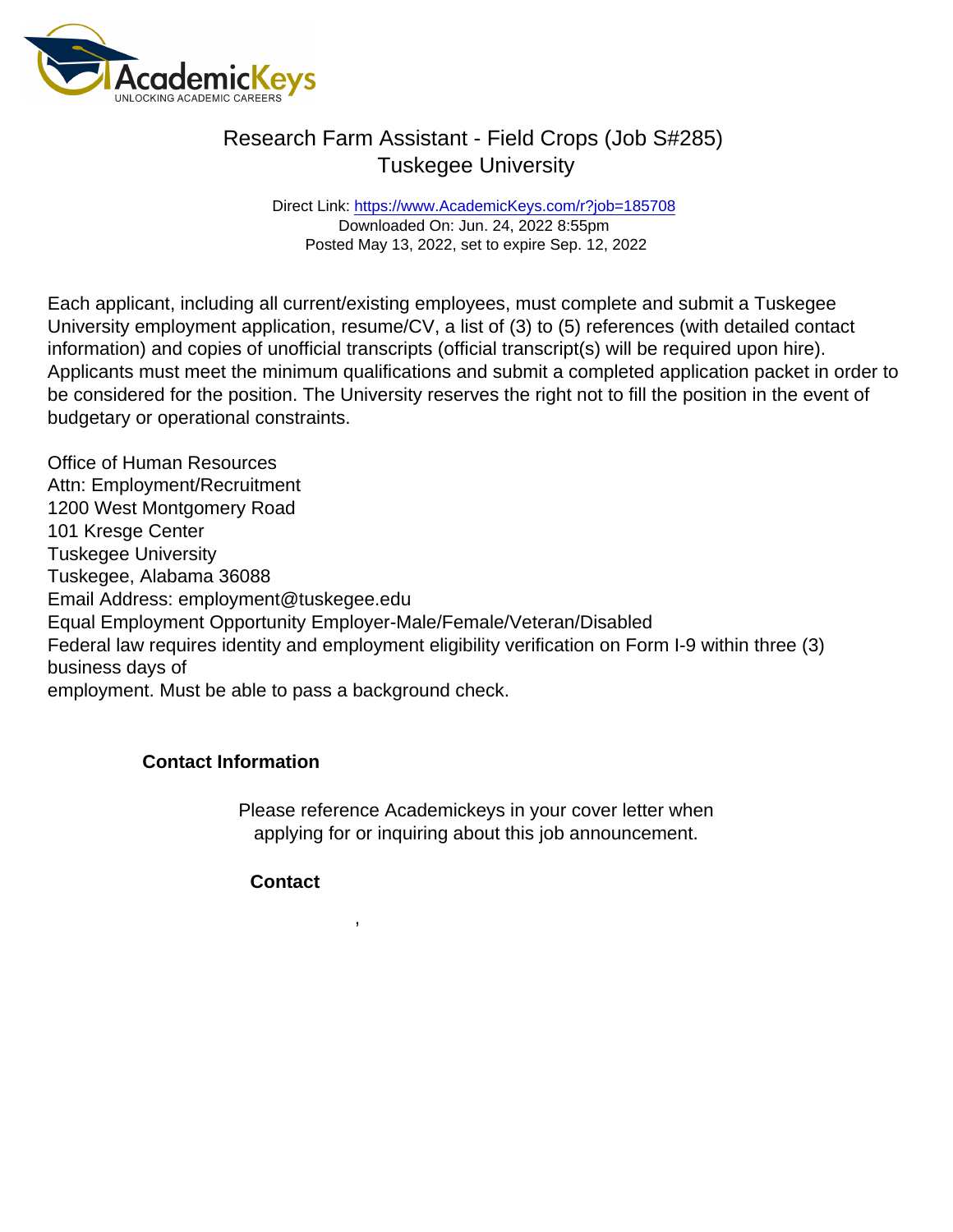Each applicant, including all current/existing employees, must complete and submit a Tuskegee University employment application, resume/CV, a list of (3) to (5) references (with detailed contact information) and copies of unofficial transcripts (official transcript(s) will be required upon hire). Applicants must meet the minimum qualifications and submit a completed application packet in order to be considered for the position. The University reserves the right not to fill the position in the event of budgetary or operational constraints.

Office of Human Resources
Attn: Employment/Recruitment
1200 West Montgomery Road
101 Kresge Center
Tuskegee University
Tuskegee, Alabama 36088
Email Address: employment@tuskegee.edu
Equal Employment Opportunity Employer-Male/Female/Veteran/Disabled
Federal law requires identity and employment eligibility verification on Form I-9 within three (3) business days of
employment. Must be able to pass a background check.

**Contact Information**

Please reference Academickeys in your cover letter when applying for or inquiring about this job announcement.

**Contact**

,